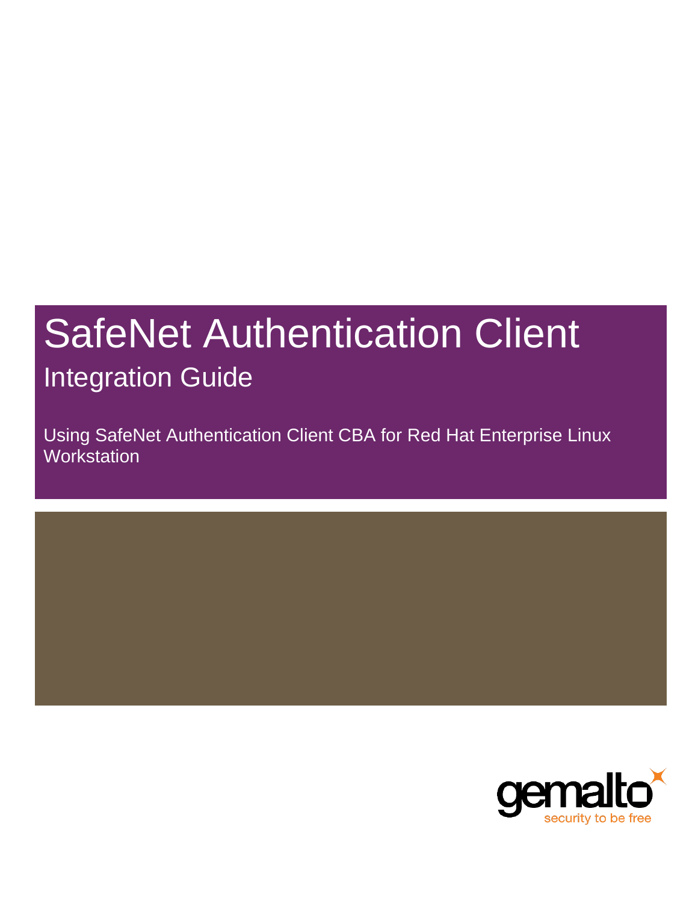# SafeNet Authentication Client

## Integration Guide

Using SafeNet Authentication Client CBA for Red Hat Enterprise Linux Workstation

gemalto
security to be free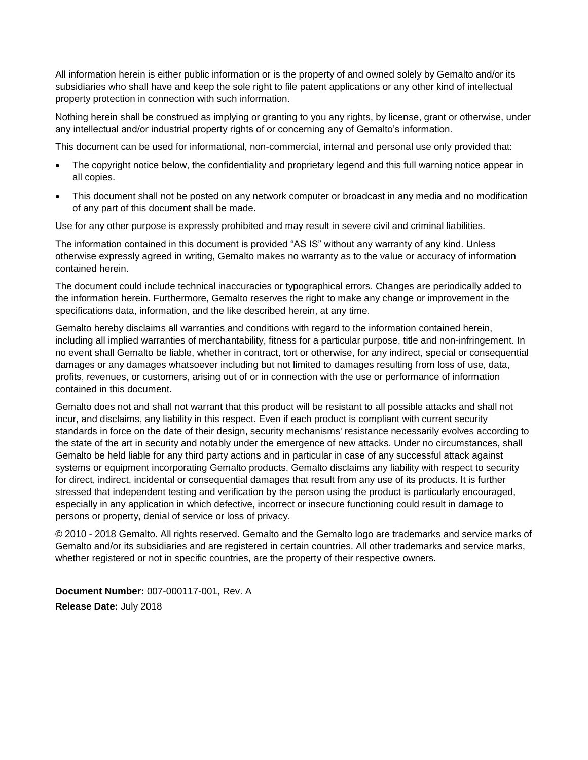All information herein is either public information or is the property of and owned solely by Gemalto and/or its subsidiaries who shall have and keep the sole right to file patent applications or any other kind of intellectual property protection in connection with such information.

Nothing herein shall be construed as implying or granting to you any rights, by license, grant or otherwise, under any intellectual and/or industrial property rights of or concerning any of Gemalto's information.

This document can be used for informational, non-commercial, internal and personal use only provided that:

- The copyright notice below, the confidentiality and proprietary legend and this full warning notice appear in all copies.
- This document shall not be posted on any network computer or broadcast in any media and no modification of any part of this document shall be made.

Use for any other purpose is expressly prohibited and may result in severe civil and criminal liabilities.

The information contained in this document is provided "AS IS" without any warranty of any kind. Unless otherwise expressly agreed in writing, Gemalto makes no warranty as to the value or accuracy of information contained herein.

The document could include technical inaccuracies or typographical errors. Changes are periodically added to the information herein. Furthermore, Gemalto reserves the right to make any change or improvement in the specifications data, information, and the like described herein, at any time.

Gemalto hereby disclaims all warranties and conditions with regard to the information contained herein, including all implied warranties of merchantability, fitness for a particular purpose, title and non-infringement. In no event shall Gemalto be liable, whether in contract, tort or otherwise, for any indirect, special or consequential damages or any damages whatsoever including but not limited to damages resulting from loss of use, data, profits, revenues, or customers, arising out of or in connection with the use or performance of information contained in this document.

Gemalto does not and shall not warrant that this product will be resistant to all possible attacks and shall not incur, and disclaims, any liability in this respect. Even if each product is compliant with current security standards in force on the date of their design, security mechanisms' resistance necessarily evolves according to the state of the art in security and notably under the emergence of new attacks. Under no circumstances, shall Gemalto be held liable for any third party actions and in particular in case of any successful attack against systems or equipment incorporating Gemalto products. Gemalto disclaims any liability with respect to security for direct, indirect, incidental or consequential damages that result from any use of its products. It is further stressed that independent testing and verification by the person using the product is particularly encouraged, especially in any application in which defective, incorrect or insecure functioning could result in damage to persons or property, denial of service or loss of privacy.

© 2010 - 2018 Gemalto. All rights reserved. Gemalto and the Gemalto logo are trademarks and service marks of Gemalto and/or its subsidiaries and are registered in certain countries. All other trademarks and service marks, whether registered or not in specific countries, are the property of their respective owners.

**Document Number:** 007-000117-001, Rev. A

**Release Date:** July 2018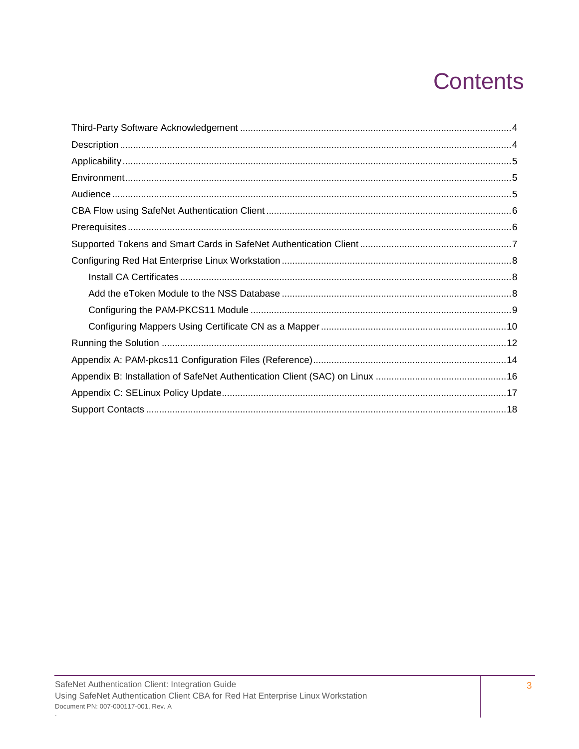# Contents

- Third-Party Software Acknowledgement .......... 4
- Description .......... 4
- Applicability .......... 5
- Environment .......... 5
- Audience .......... 5
- CBA Flow using SafeNet Authentication Client .......... 6
- Prerequisites .......... 6
- Supported Tokens and Smart Cards in SafeNet Authentication Client .......... 7
- Configuring Red Hat Enterprise Linux Workstation .......... 8
  - Install CA Certificates .......... 8
  - Add the eToken Module to the NSS Database .......... 8
  - Configuring the PAM-PKCS11 Module .......... 9
  - Configuring Mappers Using Certificate CN as a Mapper .......... 10
- Running the Solution .......... 12
- Appendix A: PAM-pkcs11 Configuration Files (Reference) .......... 14
- Appendix B: Installation of SafeNet Authentication Client (SAC) on Linux .......... 16
- Appendix C: SELinux Policy Update .......... 17
- Support Contacts .......... 18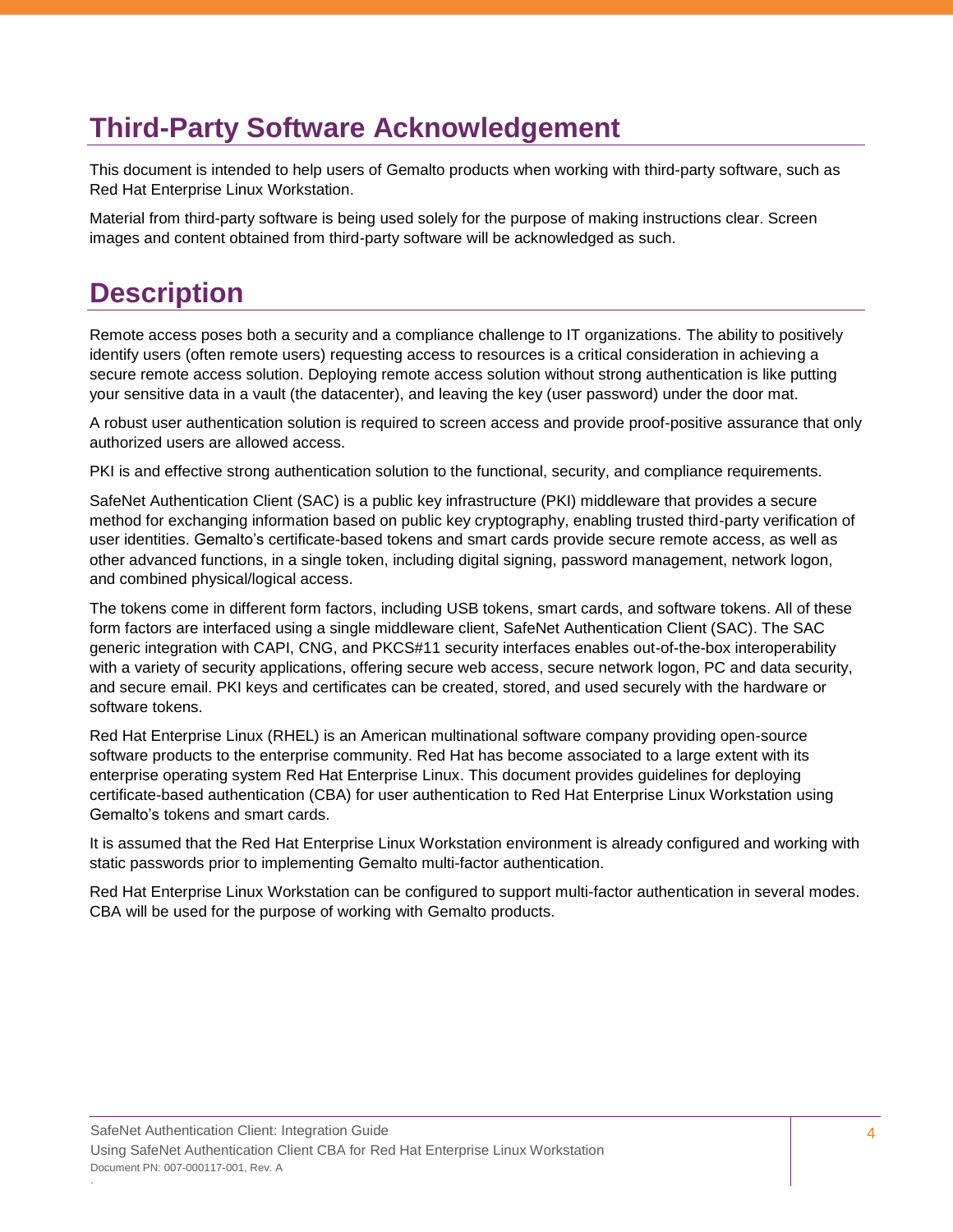# Third-Party Software Acknowledgement

This document is intended to help users of Gemalto products when working with third-party software, such as Red Hat Enterprise Linux Workstation.

Material from third-party software is being used solely for the purpose of making instructions clear. Screen images and content obtained from third-party software will be acknowledged as such.

# Description

Remote access poses both a security and a compliance challenge to IT organizations. The ability to positively identify users (often remote users) requesting access to resources is a critical consideration in achieving a secure remote access solution. Deploying remote access solution without strong authentication is like putting your sensitive data in a vault (the datacenter), and leaving the key (user password) under the door mat.

A robust user authentication solution is required to screen access and provide proof-positive assurance that only authorized users are allowed access.

PKI is and effective strong authentication solution to the functional, security, and compliance requirements.

SafeNet Authentication Client (SAC) is a public key infrastructure (PKI) middleware that provides a secure method for exchanging information based on public key cryptography, enabling trusted third-party verification of user identities. Gemalto's certificate-based tokens and smart cards provide secure remote access, as well as other advanced functions, in a single token, including digital signing, password management, network logon, and combined physical/logical access.

The tokens come in different form factors, including USB tokens, smart cards, and software tokens. All of these form factors are interfaced using a single middleware client, SafeNet Authentication Client (SAC). The SAC generic integration with CAPI, CNG, and PKCS#11 security interfaces enables out-of-the-box interoperability with a variety of security applications, offering secure web access, secure network logon, PC and data security, and secure email. PKI keys and certificates can be created, stored, and used securely with the hardware or software tokens.

Red Hat Enterprise Linux (RHEL) is an American multinational software company providing open-source software products to the enterprise community. Red Hat has become associated to a large extent with its enterprise operating system Red Hat Enterprise Linux. This document provides guidelines for deploying certificate-based authentication (CBA) for user authentication to Red Hat Enterprise Linux Workstation using Gemalto's tokens and smart cards.

It is assumed that the Red Hat Enterprise Linux Workstation environment is already configured and working with static passwords prior to implementing Gemalto multi-factor authentication.

Red Hat Enterprise Linux Workstation can be configured to support multi-factor authentication in several modes. CBA will be used for the purpose of working with Gemalto products.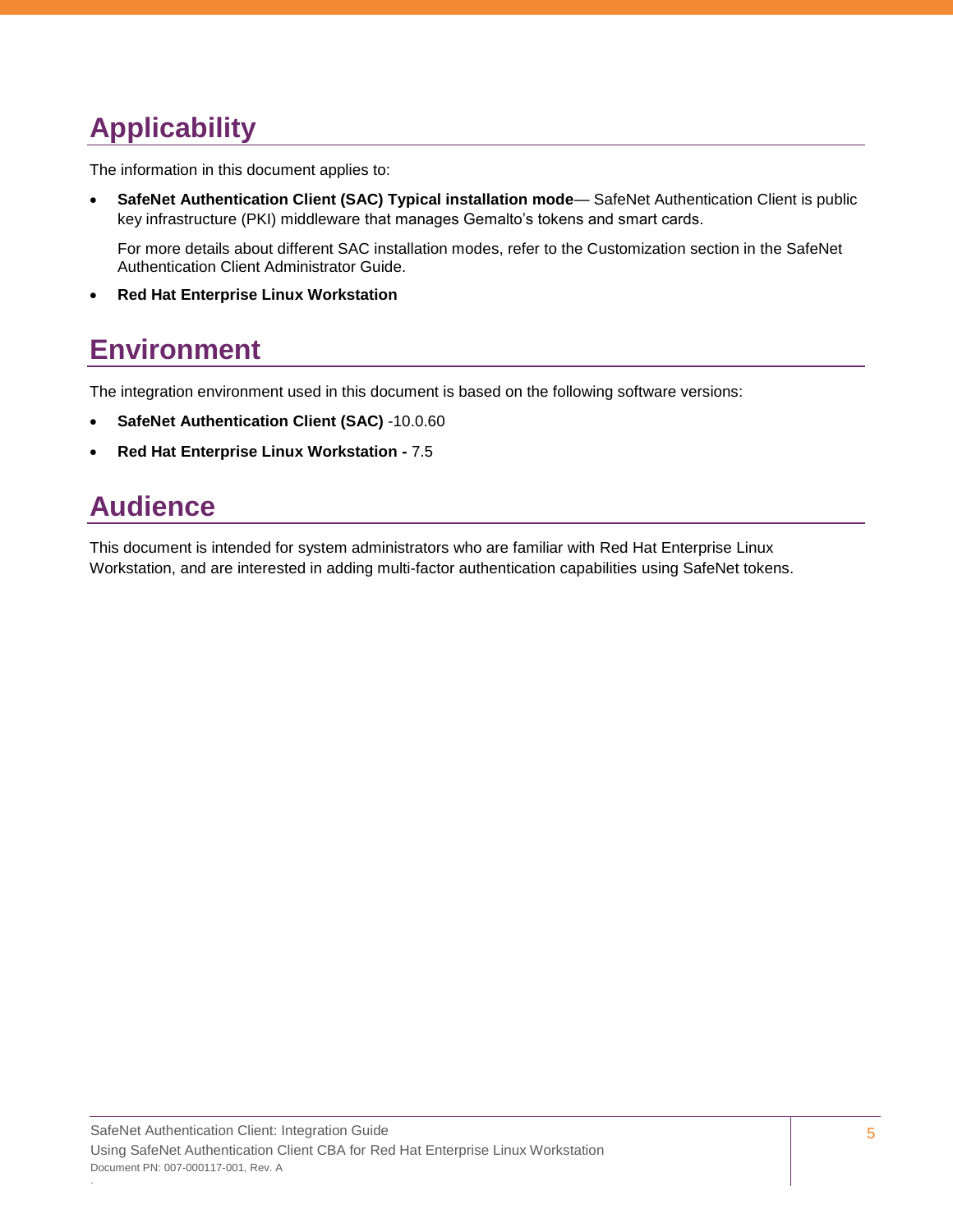# Applicability

The information in this document applies to:

- **SafeNet Authentication Client (SAC) Typical installation mode**— SafeNet Authentication Client is public key infrastructure (PKI) middleware that manages Gemalto's tokens and smart cards.

  For more details about different SAC installation modes, refer to the Customization section in the SafeNet Authentication Client Administrator Guide.

- **Red Hat Enterprise Linux Workstation**

# Environment

The integration environment used in this document is based on the following software versions:

- **SafeNet Authentication Client (SAC)** -10.0.60
- **Red Hat Enterprise Linux Workstation -** 7.5

# Audience

This document is intended for system administrators who are familiar with Red Hat Enterprise Linux Workstation, and are interested in adding multi-factor authentication capabilities using SafeNet tokens.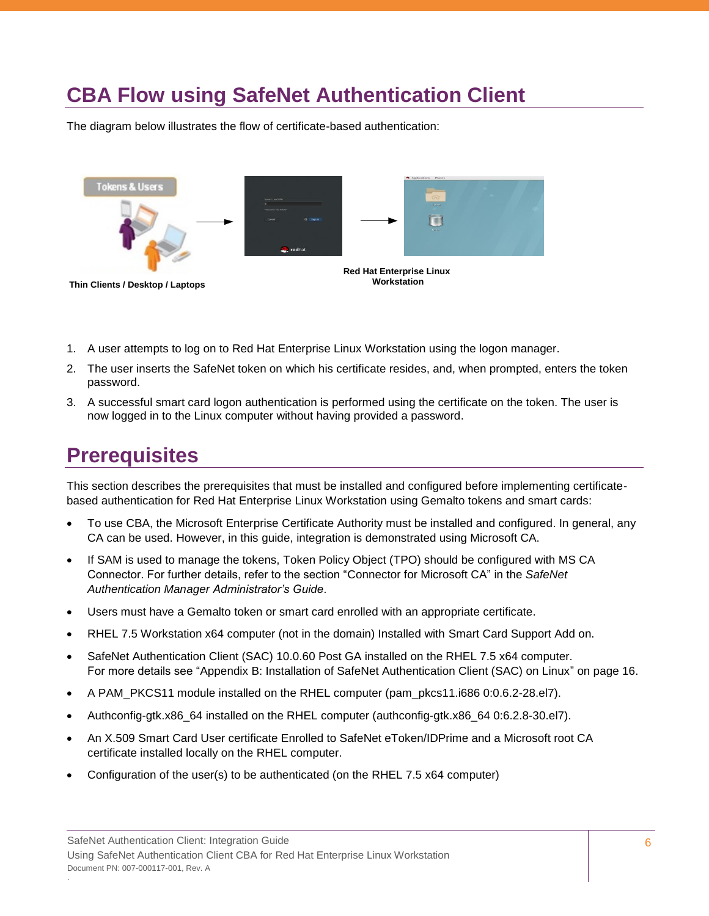# CBA Flow using SafeNet Authentication Client

The diagram below illustrates the flow of certificate-based authentication:

Thin Clients / Desktop / Laptops

Red Hat Enterprise Linux Workstation

1. A user attempts to log on to Red Hat Enterprise Linux Workstation using the logon manager.
2. The user inserts the SafeNet token on which his certificate resides, and, when prompted, enters the token password.
3. A successful smart card logon authentication is performed using the certificate on the token. The user is now logged in to the Linux computer without having provided a password.

# Prerequisites

This section describes the prerequisites that must be installed and configured before implementing certificate-based authentication for Red Hat Enterprise Linux Workstation using Gemalto tokens and smart cards:

- To use CBA, the Microsoft Enterprise Certificate Authority must be installed and configured. In general, any CA can be used. However, in this guide, integration is demonstrated using Microsoft CA.
- If SAM is used to manage the tokens, Token Policy Object (TPO) should be configured with MS CA Connector. For further details, refer to the section "Connector for Microsoft CA" in the *SafeNet Authentication Manager Administrator's Guide*.
- Users must have a Gemalto token or smart card enrolled with an appropriate certificate.
- RHEL 7.5 Workstation x64 computer (not in the domain) Installed with Smart Card Support Add on.
- SafeNet Authentication Client (SAC) 10.0.60 Post GA installed on the RHEL 7.5 x64 computer.
  For more details see "Appendix B: Installation of SafeNet Authentication Client (SAC) on Linux" on page 16.
- A PAM_PKCS11 module installed on the RHEL computer (pam_pkcs11.i686 0:0.6.2-28.el7).
- Authconfig-gtk.x86_64 installed on the RHEL computer (authconfig-gtk.x86_64 0:6.2.8-30.el7).
- An X.509 Smart Card User certificate Enrolled to SafeNet eToken/IDPrime and a Microsoft root CA certificate installed locally on the RHEL computer.
- Configuration of the user(s) to be authenticated (on the RHEL 7.5 x64 computer)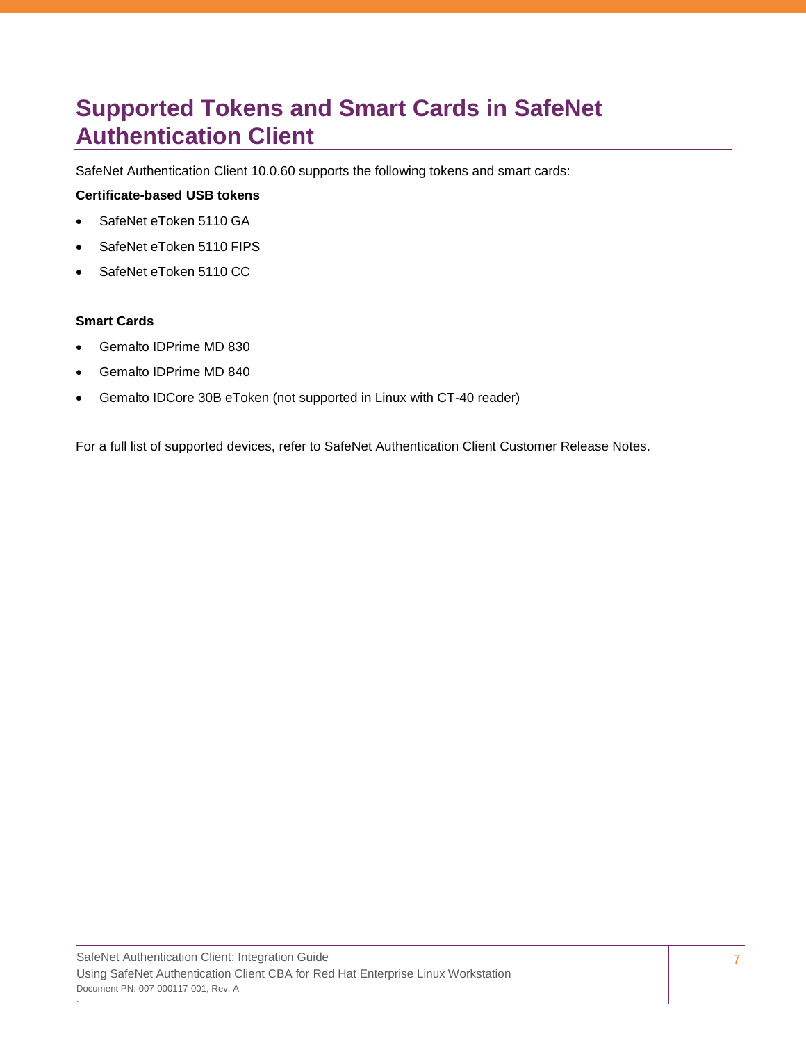# Supported Tokens and Smart Cards in SafeNet Authentication Client

SafeNet Authentication Client 10.0.60 supports the following tokens and smart cards:

**Certificate-based USB tokens**

- SafeNet eToken 5110 GA
- SafeNet eToken 5110 FIPS
- SafeNet eToken 5110 CC

**Smart Cards**

- Gemalto IDPrime MD 830
- Gemalto IDPrime MD 840
- Gemalto IDCore 30B eToken (not supported in Linux with CT-40 reader)

For a full list of supported devices, refer to SafeNet Authentication Client Customer Release Notes.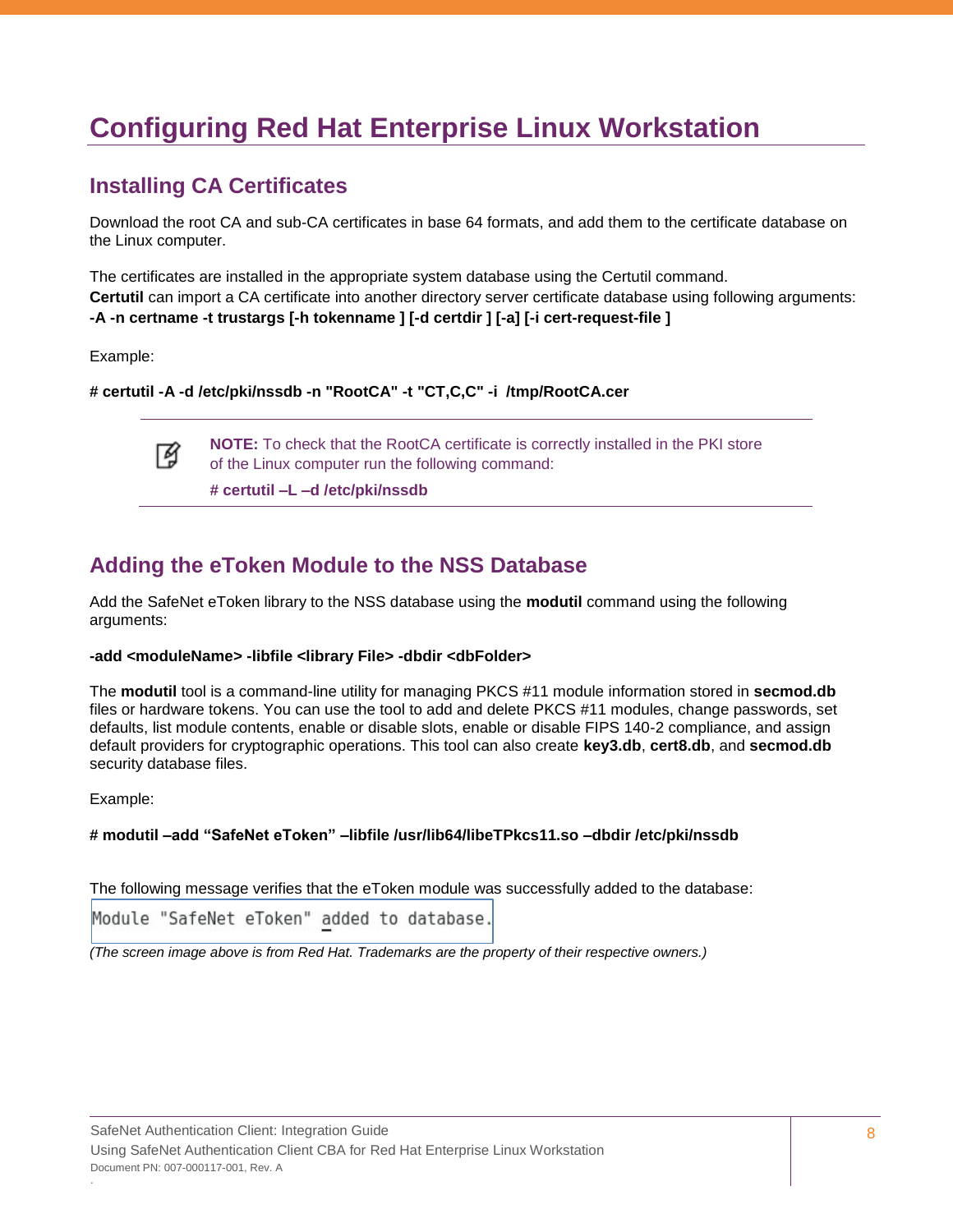# Configuring Red Hat Enterprise Linux Workstation

## Installing CA Certificates

Download the root CA and sub-CA certificates in base 64 formats, and add them to the certificate database on the Linux computer.

The certificates are installed in the appropriate system database using the Certutil command.
**Certutil** can import a CA certificate into another directory server certificate database using following arguments:
**-A -n certname -t trustargs [-h tokenname ] [-d certdir ] [-a] [-i cert-request-file ]**

Example:

**# certutil -A -d /etc/pki/nssdb -n "RootCA" -t "CT,C,C" -i /tmp/RootCA.cer**

> **NOTE:** To check that the RootCA certificate is correctly installed in the PKI store of the Linux computer run the following command:
>
> **# certutil –L –d /etc/pki/nssdb**

## Adding the eToken Module to the NSS Database

Add the SafeNet eToken library to the NSS database using the **modutil** command using the following arguments:

**-add <moduleName> -libfile <library File> -dbdir <dbFolder>**

The **modutil** tool is a command-line utility for managing PKCS #11 module information stored in **secmod.db** files or hardware tokens. You can use the tool to add and delete PKCS #11 modules, change passwords, set defaults, list module contents, enable or disable slots, enable or disable FIPS 140-2 compliance, and assign default providers for cryptographic operations. This tool can also create **key3.db**, **cert8.db**, and **secmod.db** security database files.

Example:

**# modutil –add "SafeNet eToken" –libfile /usr/lib64/libeTPkcs11.so –dbdir /etc/pki/nssdb**

The following message verifies that the eToken module was successfully added to the database:

```
Module "SafeNet eToken" added to database.
```

*(The screen image above is from Red Hat. Trademarks are the property of their respective owners.)*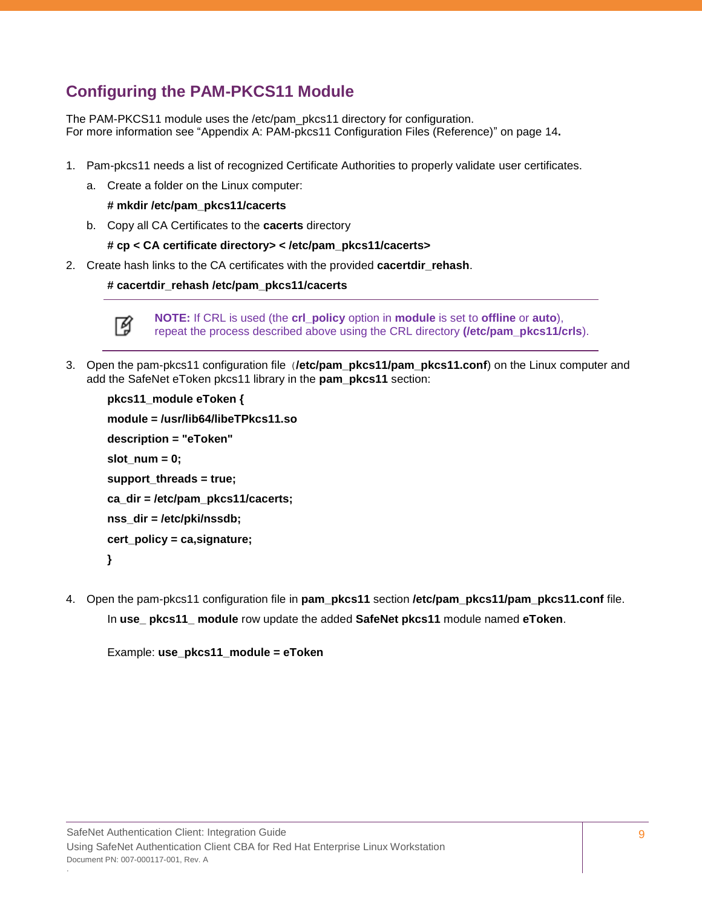## Configuring the PAM-PKCS11 Module

The PAM-PKCS11 module uses the /etc/pam_pkcs11 directory for configuration.
For more information see “Appendix A: PAM-pkcs11 Configuration Files (Reference)” on page 14**.**

1. Pam-pkcs11 needs a list of recognized Certificate Authorities to properly validate user certificates.

   a. Create a folder on the Linux computer:

      **# mkdir /etc/pam_pkcs11/cacerts**

   b. Copy all CA Certificates to the **cacerts** directory

      **# cp < CA certificate directory> < /etc/pam_pkcs11/cacerts>**

2. Create hash links to the CA certificates with the provided **cacertdir_rehash**.

   **# cacertdir_rehash /etc/pam_pkcs11/cacerts**

   > **NOTE:** If CRL is used (the **crl_policy** option in **module** is set to **offline** or **auto**), repeat the process described above using the CRL directory **(/etc/pam_pkcs11/crls**).

3. Open the pam-pkcs11 configuration file（**/etc/pam_pkcs11/pam_pkcs11.conf**) on the Linux computer and add the SafeNet eToken pkcs11 library in the **pam_pkcs11** section:

   ```
   pkcs11_module eToken {
   module = /usr/lib64/libeTPkcs11.so
   description = "eToken"
   slot_num = 0;
   support_threads = true;
   ca_dir = /etc/pam_pkcs11/cacerts;
   nss_dir = /etc/pki/nssdb;
   cert_policy = ca,signature;
   }
   ```

4. Open the pam-pkcs11 configuration file in **pam_pkcs11** section **/etc/pam_pkcs11/pam_pkcs11.conf** file.

   In **use_ pkcs11_ module** row update the added **SafeNet pkcs11** module named **eToken**.

   Example: **use_pkcs11_module = eToken**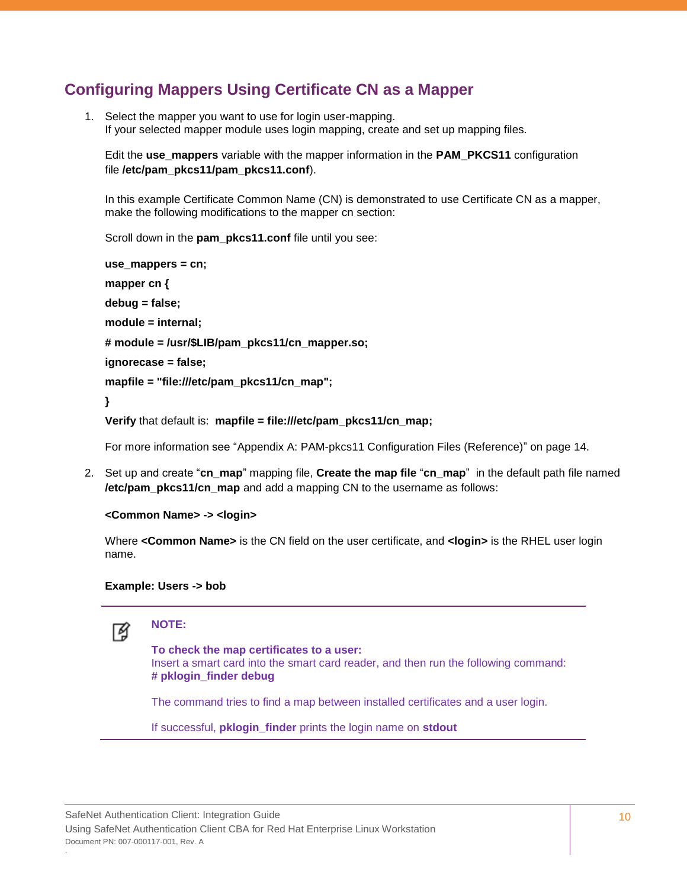## Configuring Mappers Using Certificate CN as a Mapper

1. Select the mapper you want to use for login user-mapping.
   If your selected mapper module uses login mapping, create and set up mapping files.

   Edit the **use_mappers** variable with the mapper information in the **PAM_PKCS11** configuration file **/etc/pam_pkcs11/pam_pkcs11.conf**).

   In this example Certificate Common Name (CN) is demonstrated to use Certificate CN as a mapper, make the following modifications to the mapper cn section:

   Scroll down in the **pam_pkcs11.conf** file until you see:

   **use_mappers = cn;**

   **mapper cn {**

   **debug = false;**

   **module = internal;**

   **# module = /usr/$LIB/pam_pkcs11/cn_mapper.so;**

   **ignorecase = false;**

   **mapfile = "file:///etc/pam_pkcs11/cn_map";**

   **}**

   **Verify** that default is: **mapfile = file:///etc/pam_pkcs11/cn_map;**

   For more information see "Appendix A: PAM-pkcs11 Configuration Files (Reference)" on page 14.

2. Set up and create "**cn_map**" mapping file, **Create the map file** "**cn_map**" in the default path file named **/etc/pam_pkcs11/cn_map** and add a mapping CN to the username as follows:

   **<Common Name> -> <login>**

   Where **<Common Name>** is the CN field on the user certificate, and **<login>** is the RHEL user login name.

   **Example: Users -> bob**

---

**NOTE:**

**To check the map certificates to a user:**
Insert a smart card into the smart card reader, and then run the following command:
**# pklogin_finder debug**

The command tries to find a map between installed certificates and a user login.

If successful, **pklogin_finder** prints the login name on **stdout**

---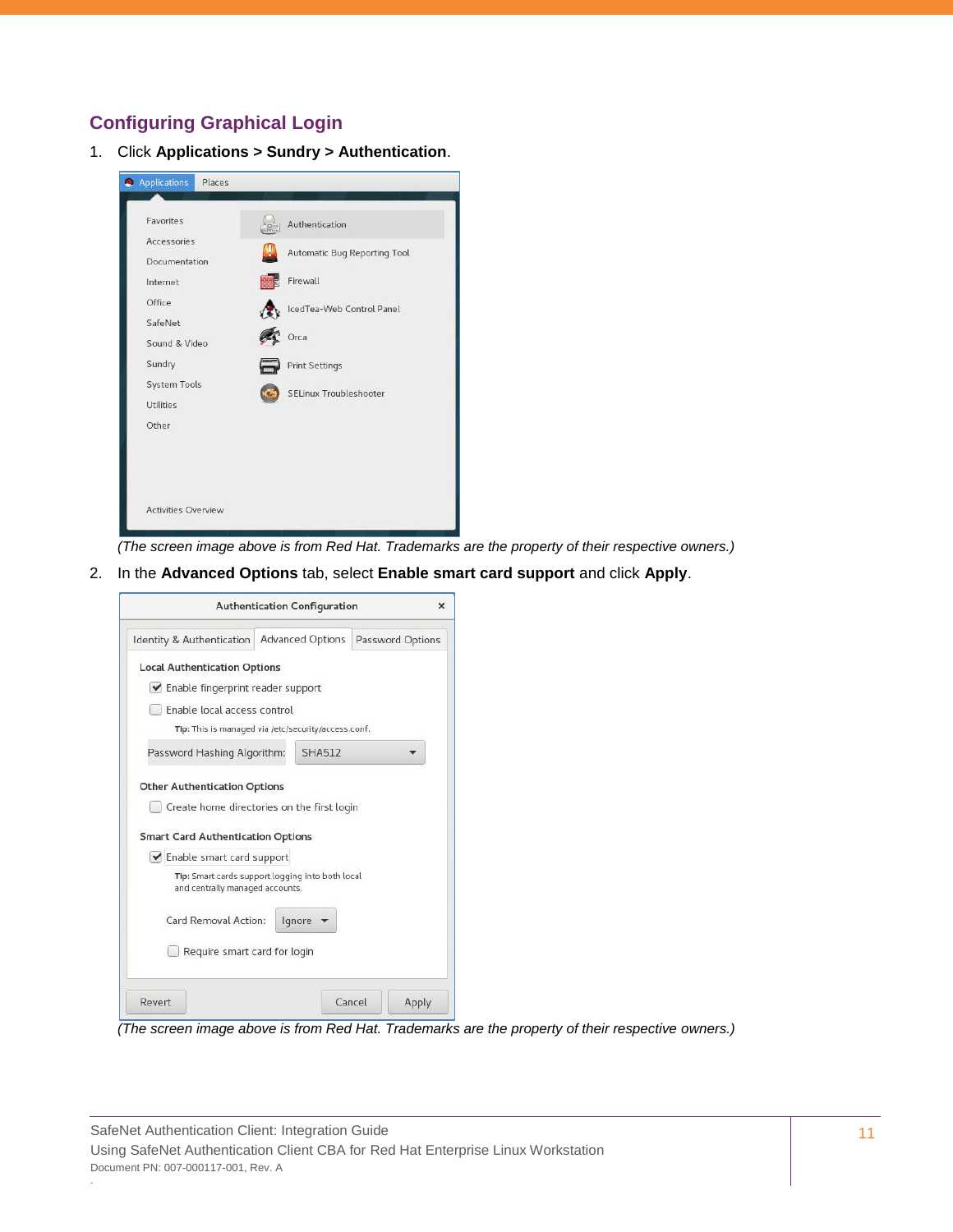## Configuring Graphical Login

1. Click **Applications > Sundry > Authentication**.

   *(The screen image above is from Red Hat. Trademarks are the property of their respective owners.)*

2. In the **Advanced Options** tab, select **Enable smart card support** and click **Apply**.

   *(The screen image above is from Red Hat. Trademarks are the property of their respective owners.)*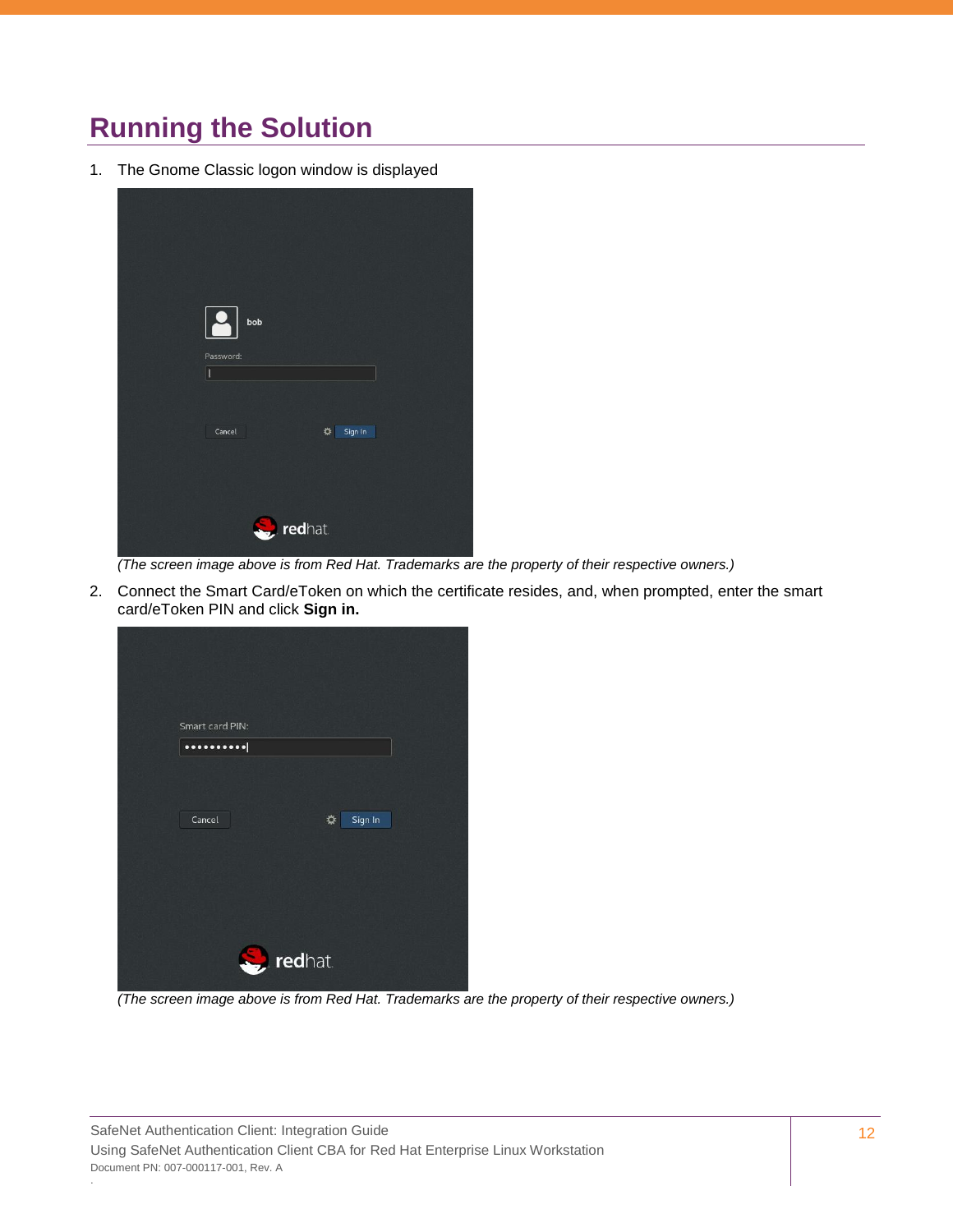# Running the Solution

1. The Gnome Classic logon window is displayed

   *(The screen image above is from Red Hat. Trademarks are the property of their respective owners.)*

2. Connect the Smart Card/eToken on which the certificate resides, and, when prompted, enter the smart card/eToken PIN and click **Sign in.**

   *(The screen image above is from Red Hat. Trademarks are the property of their respective owners.)*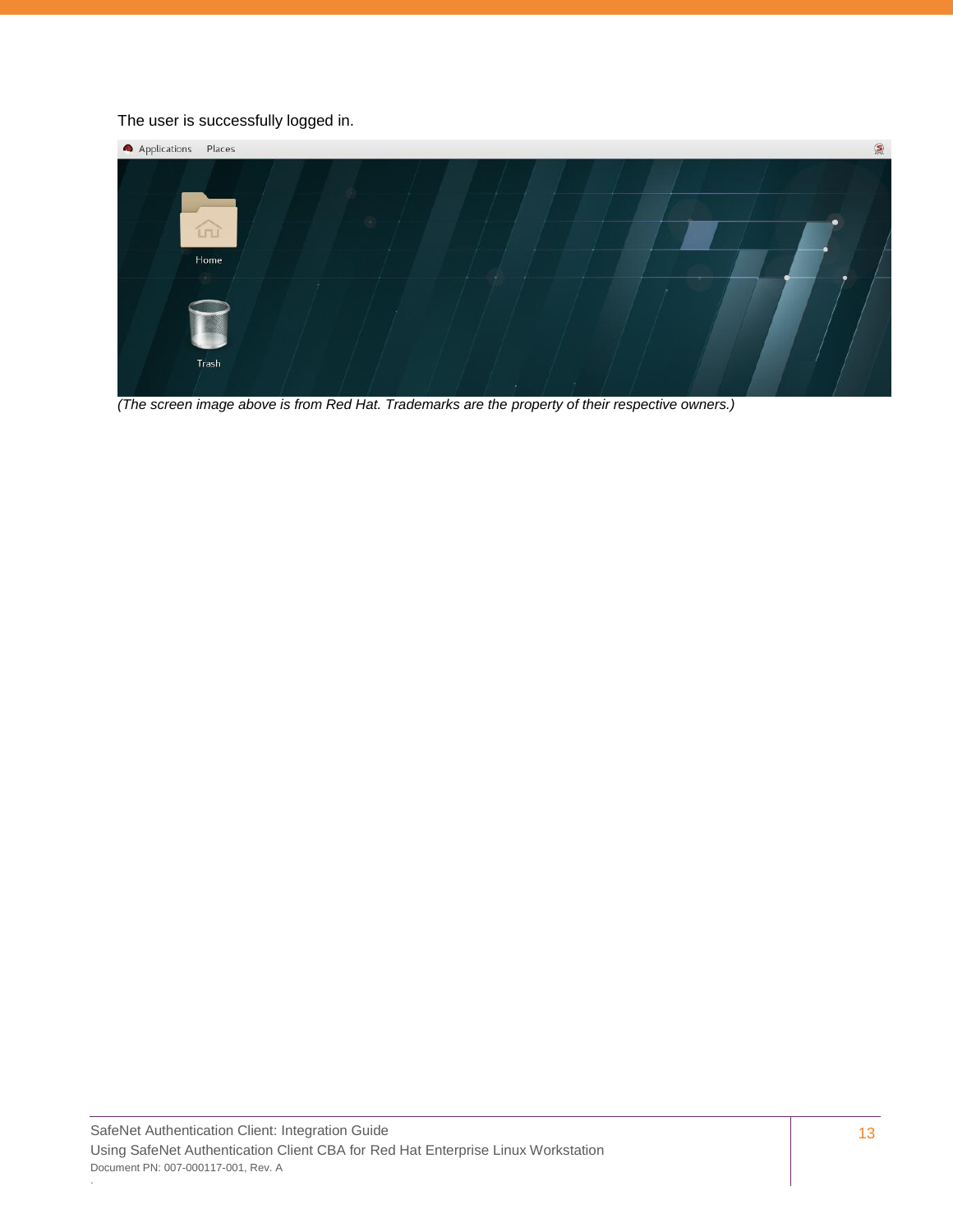The user is successfully logged in.

*(The screen image above is from Red Hat. Trademarks are the property of their respective owners.)*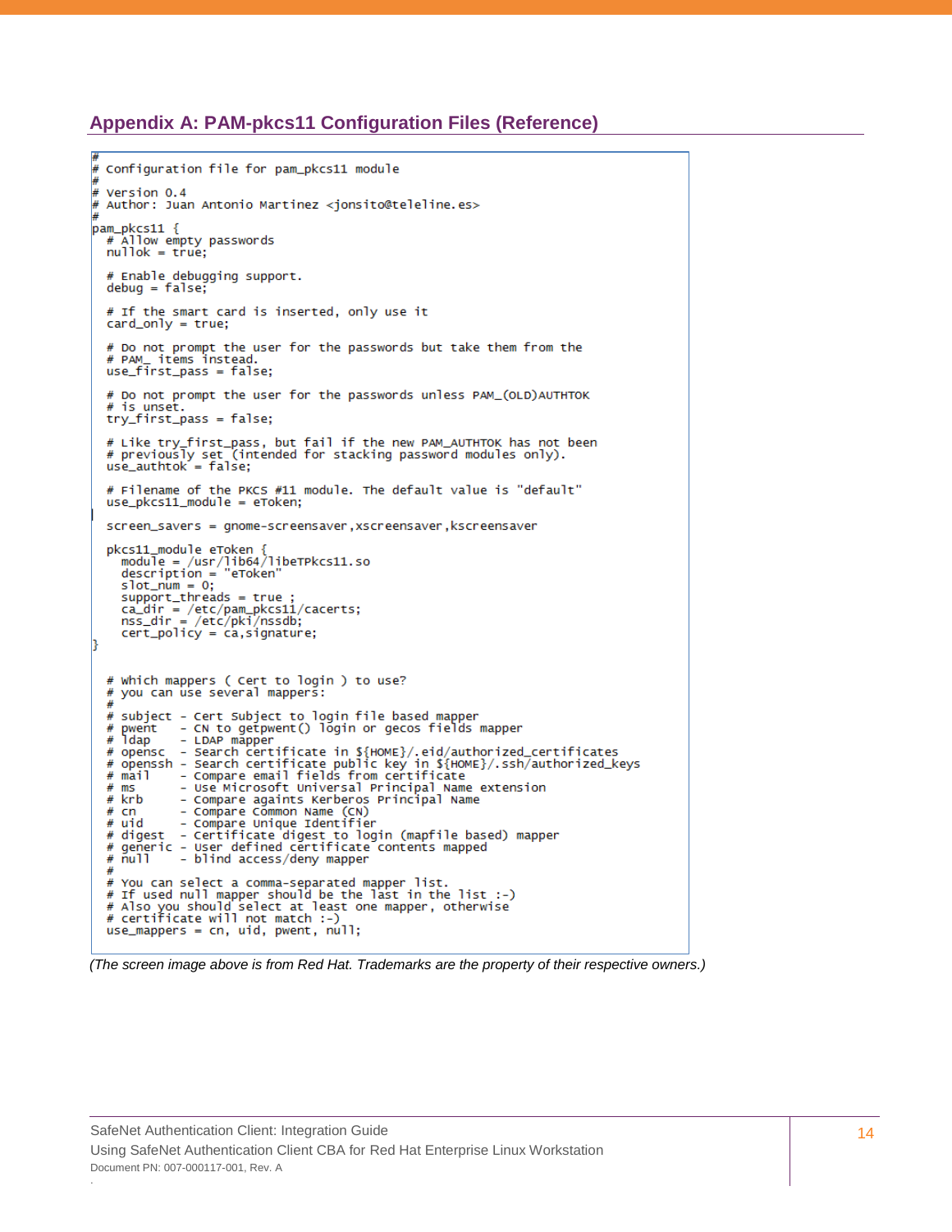## Appendix A: PAM-pkcs11 Configuration Files (Reference)

```
#
# Configuration file for pam_pkcs11 module
#
# Version 0.4
# Author: Juan Antonio Martinez <jonsito@teleline.es>
#
pam_pkcs11 {
  # Allow empty passwords
  nullok = true;

  # Enable debugging support.
  debug = false;

  # If the smart card is inserted, only use it
  card_only = true;

  # Do not prompt the user for the passwords but take them from the
  # PAM_ items instead.
  use_first_pass = false;

  # Do not prompt the user for the passwords unless PAM_(OLD)AUTHTOK
  # is unset.
  try_first_pass = false;

  # Like try_first_pass, but fail if the new PAM_AUTHTOK has not been
  # previously set (intended for stacking password modules only).
  use_authtok = false;

  # Filename of the PKCS #11 module. The default value is "default"
  use_pkcs11_module = eToken;

  screen_savers = gnome-screensaver,xscreensaver,kscreensaver

  pkcs11_module eToken {
    module = /usr/lib64/libeTPkcs11.so
    description = "eToken"
    slot_num = 0;
    support_threads = true ;
    ca_dir = /etc/pam_pkcs11/cacerts;
    nss_dir = /etc/pki/nssdb;
    cert_policy = ca,signature;
}


  # Which mappers ( Cert to login ) to use?
  # you can use several mappers:
  #
  # subject - Cert Subject to login file based mapper
  # pwent   - CN to getpwent() login or gecos fields mapper
  # ldap    - LDAP mapper
  # opensc  - Search certificate in ${HOME}/.eid/authorized_certificates
  # openssh - Search certificate public key in ${HOME}/.ssh/authorized_keys
  # mail    - Compare email fields from certificate
  # ms      - Use Microsoft Universal Principal Name extension
  # krb     - Compare againts Kerberos Principal Name
  # cn      - Compare Common Name (CN)
  # uid     - Compare Unique Identifier
  # digest  - Certificate digest to login (mapfile based) mapper
  # generic - User defined certificate contents mapped
  # null    - blind access/deny mapper
  #
  # You can select a comma-separated mapper list.
  # If used null mapper should be the last in the list :-)
  # Also you should select at least one mapper, otherwise
  # certificate will not match :-)
  use_mappers = cn, uid, pwent, null;
```

*(The screen image above is from Red Hat. Trademarks are the property of their respective owners.)*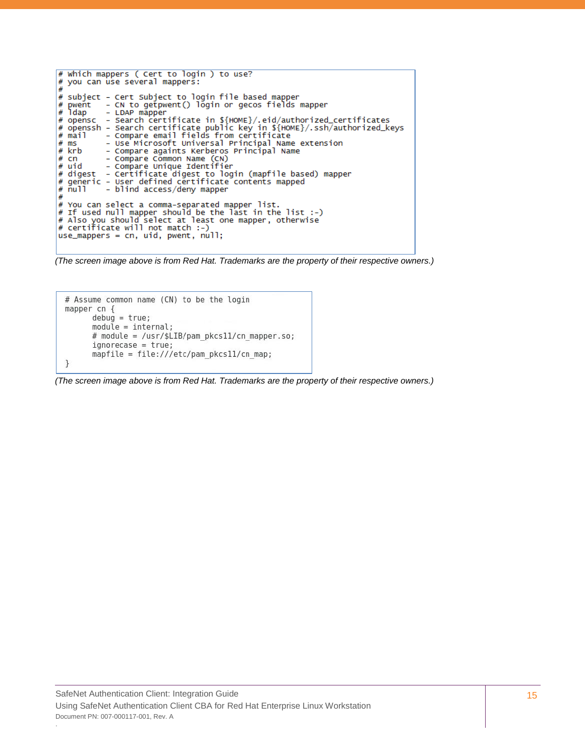```
# Which mappers ( Cert to login ) to use?
# you can use several mappers:
#
# subject - Cert Subject to login file based mapper
# pwent   - CN to getpwent() login or gecos fields mapper
# ldap    - LDAP mapper
# opensc  - Search certificate in ${HOME}/.eid/authorized_certificates
# openssh - Search certificate public key in ${HOME}/.ssh/authorized_keys
# mail    - Compare email fields from certificate
# ms      - Use Microsoft Universal Principal Name extension
# krb     - Compare againts Kerberos Principal Name
# cn      - Compare Common Name (CN)
# uid     - Compare Unique Identifier
# digest  - Certificate digest to login (mapfile based) mapper
# generic - User defined certificate contents mapped
# null    - blind access/deny mapper
#
# You can select a comma-separated mapper list.
# If used null mapper should be the last in the list :-)
# Also you should select at least one mapper, otherwise
# certificate will not match :-)
use_mappers = cn, uid, pwent, null;
```

*(The screen image above is from Red Hat. Trademarks are the property of their respective owners.)*

```
# Assume common name (CN) to be the login
mapper cn {
      debug = true;
      module = internal;
      # module = /usr/$LIB/pam_pkcs11/cn_mapper.so;
      ignorecase = true;
      mapfile = file:///etc/pam_pkcs11/cn_map;
}
```

*(The screen image above is from Red Hat. Trademarks are the property of their respective owners.)*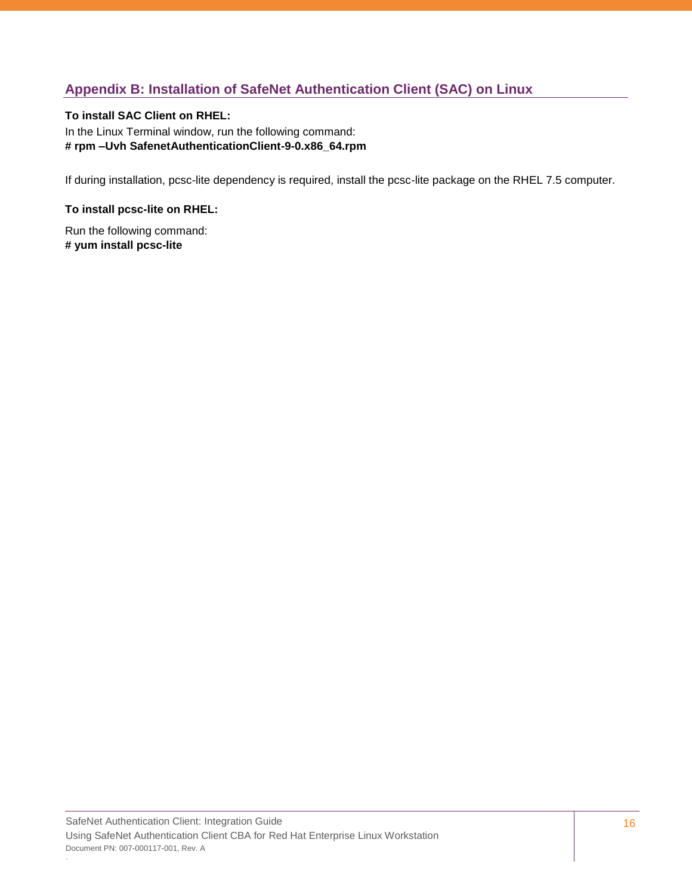## Appendix B: Installation of SafeNet Authentication Client (SAC) on Linux

**To install SAC Client on RHEL:**

In the Linux Terminal window, run the following command:

**# rpm –Uvh SafenetAuthenticationClient-9-0.x86_64.rpm**

If during installation, pcsc-lite dependency is required, install the pcsc-lite package on the RHEL 7.5 computer.

**To install pcsc-lite on RHEL:**

Run the following command:

**# yum install pcsc-lite**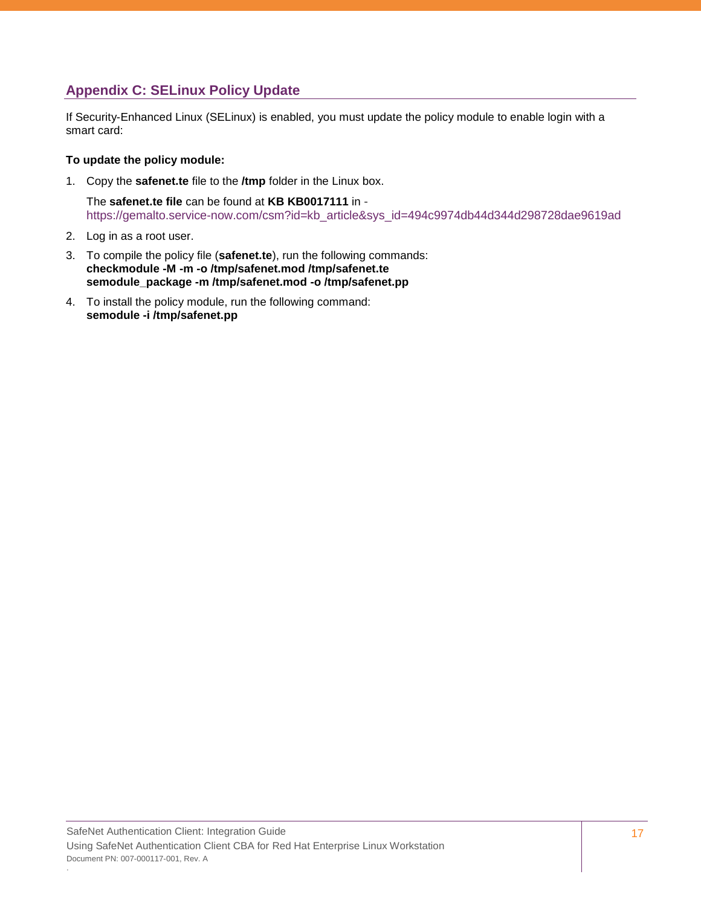## Appendix C: SELinux Policy Update

If Security-Enhanced Linux (SELinux) is enabled, you must update the policy module to enable login with a smart card:

**To update the policy module:**

1. Copy the **safenet.te** file to the **/tmp** folder in the Linux box.

   The **safenet.te file** can be found at **KB KB0017111** in - https://gemalto.service-now.com/csm?id=kb_article&sys_id=494c9974db44d344d298728dae9619ad

2. Log in as a root user.

3. To compile the policy file (**safenet.te**), run the following commands:
   **checkmodule -M -m -o /tmp/safenet.mod /tmp/safenet.te**
   **semodule_package -m /tmp/safenet.mod -o /tmp/safenet.pp**

4. To install the policy module, run the following command:
   **semodule -i /tmp/safenet.pp**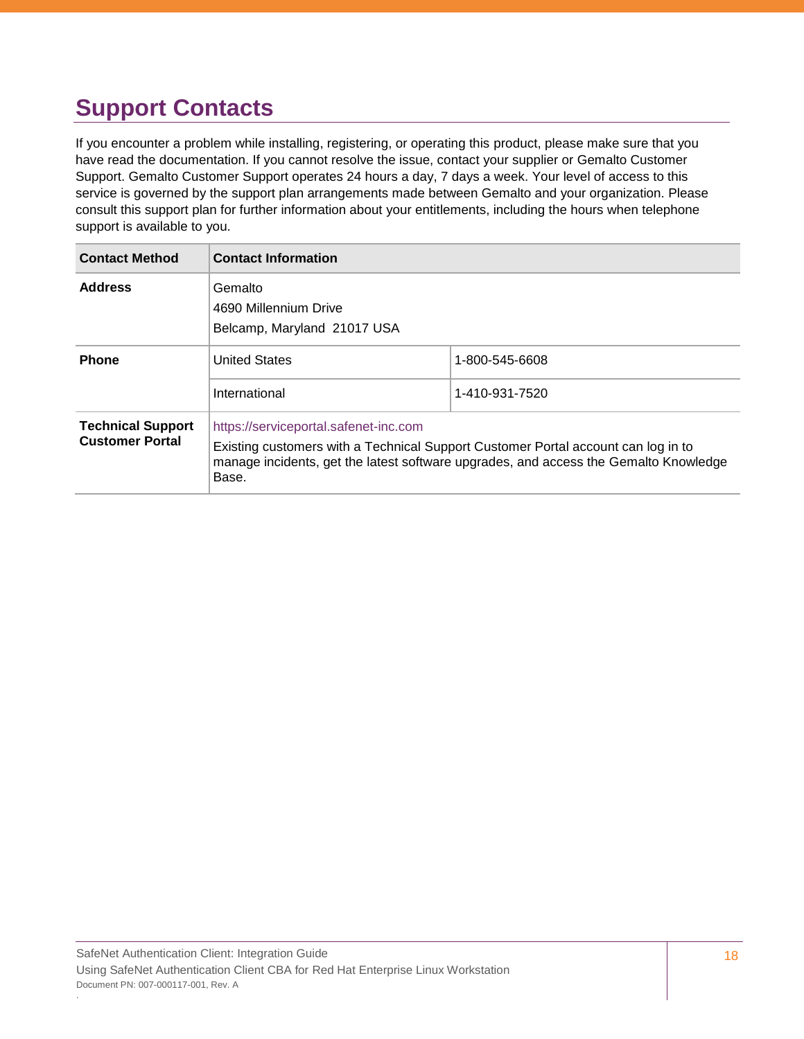## Support Contacts

If you encounter a problem while installing, registering, or operating this product, please make sure that you have read the documentation. If you cannot resolve the issue, contact your supplier or Gemalto Customer Support. Gemalto Customer Support operates 24 hours a day, 7 days a week. Your level of access to this service is governed by the support plan arrangements made between Gemalto and your organization. Please consult this support plan for further information about your entitlements, including the hours when telephone support is available to you.

| Contact Method | Contact Information | |
|---|---|---|
| **Address** | Gemalto<br>4690 Millennium Drive<br>Belcamp, Maryland 21017 USA | |
| **Phone** | United States | 1-800-545-6608 |
| | International | 1-410-931-7520 |
| **Technical Support Customer Portal** | https://serviceportal.safenet-inc.com<br>Existing customers with a Technical Support Customer Portal account can log in to manage incidents, get the latest software upgrades, and access the Gemalto Knowledge Base. | |